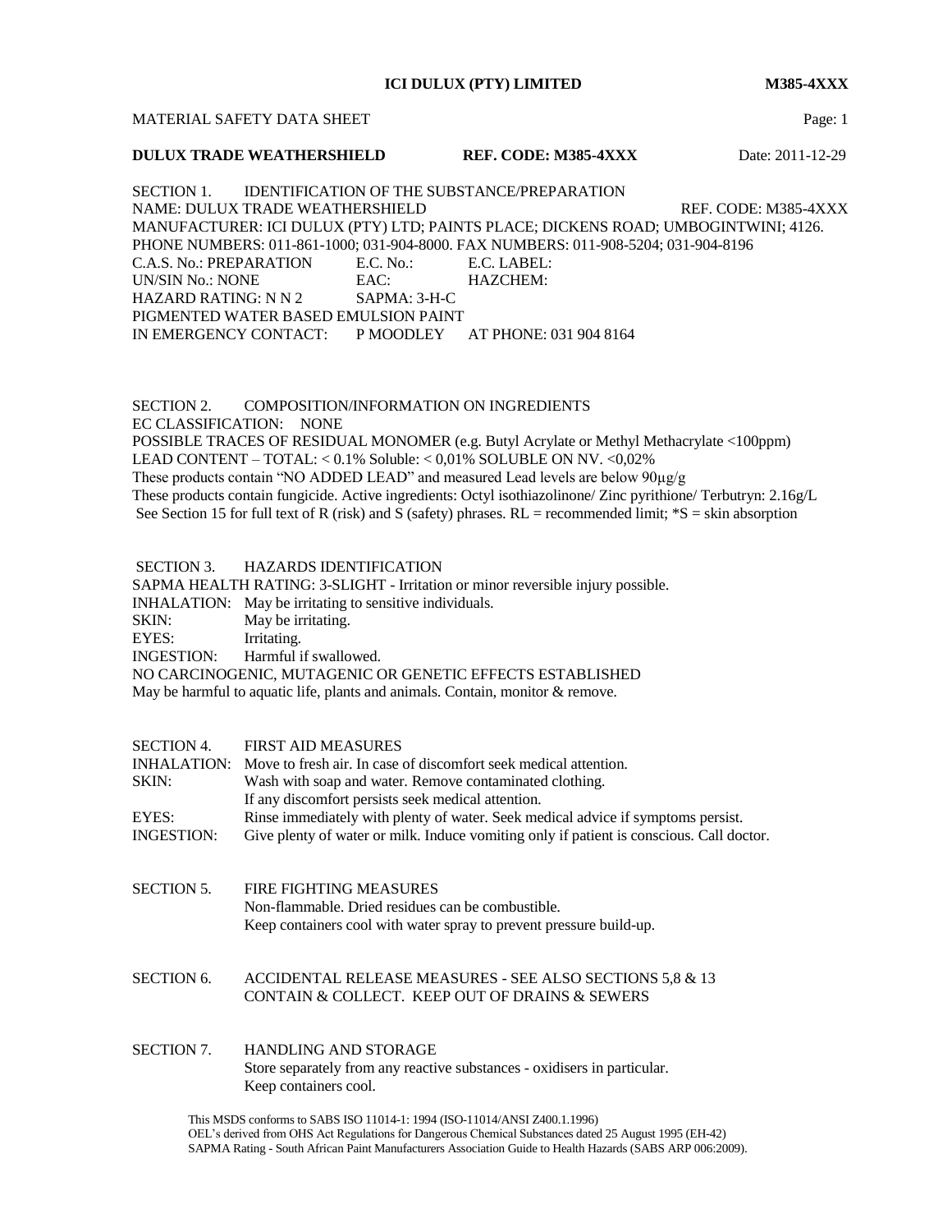**ICI DULUX (PTY) LIMITED** **M385-4XXX**

MATERIAL SAFETY DATA SHEET

**DULUX TRADE WEATHERSHIELD** **REF. CODE: M385-4XXX** Date: 2011-12-29

SECTION 1. IDENTIFICATION OF THE SUBSTANCE/PREPARATION

NAME: DULUX TRADE WEATHERSHIELD REF. CODE: M385-4XXX

MANUFACTURER: ICI DULUX (PTY) LTD; PAINTS PLACE; DICKENS ROAD; UMBOGINTWINI; 4126.

PHONE NUMBERS: 011-861-1000; 031-904-8000. FAX NUMBERS: 011-908-5204; 031-904-8196

C.A.S. No.: PREPARATION E.C. No.: E.C. LABEL:

UN/SIN No.: NONE EAC: HAZCHEM:

HAZARD RATING: N N 2 SAPMA: 3-H-C

PIGMENTED WATER BASED EMULSION PAINT

IN EMERGENCY CONTACT: P MOODLEY AT PHONE: 031 904 8164

SECTION 2. COMPOSITION/INFORMATION ON INGREDIENTS

EC CLASSIFICATION: NONE

POSSIBLE TRACES OF RESIDUAL MONOMER (e.g. Butyl Acrylate or Methyl Methacrylate <100ppm)

LEAD CONTENT – TOTAL: < 0.1% Soluble: < 0,01% SOLUBLE ON NV. <0,02%

These products contain "NO ADDED LEAD" and measured Lead levels are below 90µg/g

These products contain fungicide. Active ingredients: Octyl isothiazolinone/ Zinc pyrithione/ Terbutryn: 2.16g/L

See Section 15 for full text of R (risk) and S (safety) phrases. RL = recommended limit; *S = skin absorption

SECTION 3. HAZARDS IDENTIFICATION

SAPMA HEALTH RATING: 3-SLIGHT - Irritation or minor reversible injury possible.

INHALATION: May be irritating to sensitive individuals.

SKIN: May be irritating.

EYES: Irritating.

INGESTION: Harmful if swallowed.

NO CARCINOGENIC, MUTAGENIC OR GENETIC EFFECTS ESTABLISHED

May be harmful to aquatic life, plants and animals. Contain, monitor & remove.

SECTION 4. FIRST AID MEASURES

INHALATION: Move to fresh air. In case of discomfort seek medical attention.

SKIN: Wash with soap and water. Remove contaminated clothing.
If any discomfort persists seek medical attention.

EYES: Rinse immediately with plenty of water. Seek medical advice if symptoms persist.

INGESTION: Give plenty of water or milk. Induce vomiting only if patient is conscious. Call doctor.

SECTION 5. FIRE FIGHTING MEASURES

Non-flammable. Dried residues can be combustible.
Keep containers cool with water spray to prevent pressure build-up.

SECTION 6. ACCIDENTAL RELEASE MEASURES - SEE ALSO SECTIONS 5,8 & 13

CONTAIN & COLLECT. KEEP OUT OF DRAINS & SEWERS

SECTION 7. HANDLING AND STORAGE

Store separately from any reactive substances - oxidisers in particular.
Keep containers cool.

This MSDS conforms to SABS ISO 11014-1: 1994 (ISO-11014/ANSI Z400.1.1996)
OEL's derived from OHS Act Regulations for Dangerous Chemical Substances dated 25 August 1995 (EH-42)
SAPMA Rating - South African Paint Manufacturers Association Guide to Health Hazards (SABS ARP 006:2009).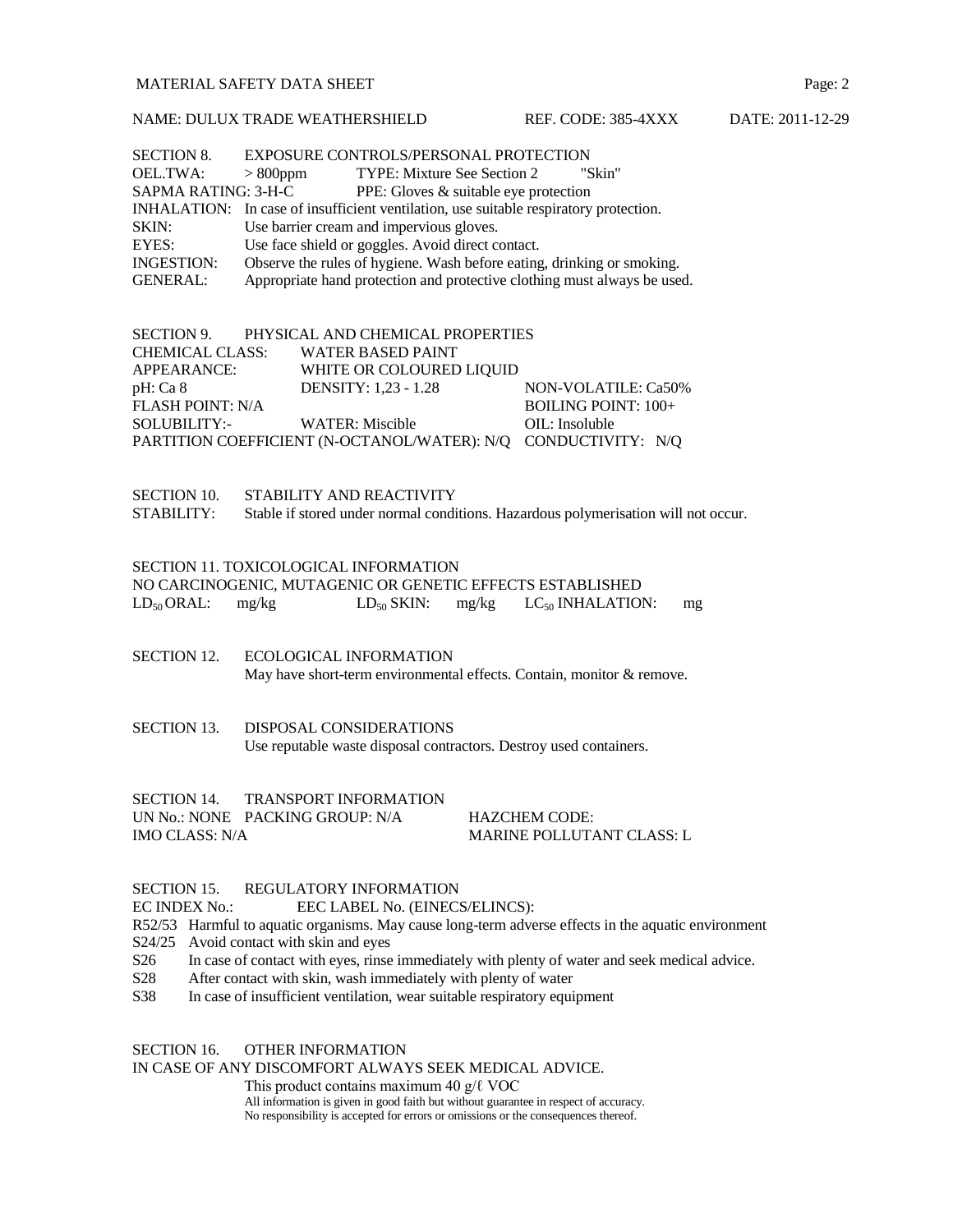MATERIAL SAFETY DATA SHEET

NAME: DULUX TRADE WEATHERSHIELD    REF. CODE: 385-4XXX    DATE: 2011-12-29

## SECTION 8. EXPOSURE CONTROLS/PERSONAL PROTECTION

OEL.TWA: > 800ppm    TYPE: Mixture See Section 2    "Skin"
SAPMA RATING: 3-H-C    PPE: Gloves & suitable eye protection

| | |
|---|---|
| INHALATION: | In case of insufficient ventilation, use suitable respiratory protection. |
| SKIN: | Use barrier cream and impervious gloves. |
| EYES: | Use face shield or goggles. Avoid direct contact. |
| INGESTION: | Observe the rules of hygiene. Wash before eating, drinking or smoking. |
| GENERAL: | Appropriate hand protection and protective clothing must always be used. |

## SECTION 9. PHYSICAL AND CHEMICAL PROPERTIES

| | | |
|---|---|---|
| CHEMICAL CLASS: | WATER BASED PAINT | |
| APPEARANCE: | WHITE OR COLOURED LIQUID | |
| pH: Ca 8 | DENSITY: 1,23 - 1.28 | NON-VOLATILE: Ca50% |
| FLASH POINT: N/A | | BOILING POINT: 100+ |
| SOLUBILITY:- | WATER: Miscible | OIL: Insoluble |

PARTITION COEFFICIENT (N-OCTANOL/WATER): N/Q    CONDUCTIVITY: N/Q

## SECTION 10. STABILITY AND REACTIVITY

STABILITY: Stable if stored under normal conditions. Hazardous polymerisation will not occur.

## SECTION 11. TOXICOLOGICAL INFORMATION

NO CARCINOGENIC, MUTAGENIC OR GENETIC EFFECTS ESTABLISHED

$LD_{50}$ ORAL: mg/kg    $LD_{50}$ SKIN: mg/kg    $LC_{50}$ INHALATION: mg

## SECTION 12. ECOLOGICAL INFORMATION

May have short-term environmental effects. Contain, monitor & remove.

## SECTION 13. DISPOSAL CONSIDERATIONS

Use reputable waste disposal contractors. Destroy used containers.

## SECTION 14. TRANSPORT INFORMATION

UN No.: NONE    PACKING GROUP: N/A    HAZCHEM CODE:
IMO CLASS: N/A    MARINE POLLUTANT CLASS: L

## SECTION 15. REGULATORY INFORMATION

EC INDEX No.:    EEC LABEL No. (EINECS/ELINCS):

| | |
|---|---|
| R52/53 | Harmful to aquatic organisms. May cause long-term adverse effects in the aquatic environment |
| S24/25 | Avoid contact with skin and eyes |
| S26 | In case of contact with eyes, rinse immediately with plenty of water and seek medical advice. |
| S28 | After contact with skin, wash immediately with plenty of water |
| S38 | In case of insufficient ventilation, wear suitable respiratory equipment |

## SECTION 16. OTHER INFORMATION

IN CASE OF ANY DISCOMFORT ALWAYS SEEK MEDICAL ADVICE.

This product contains maximum 40 g/ℓ VOC

All information is given in good faith but without guarantee in respect of accuracy.
No responsibility is accepted for errors or omissions or the consequences thereof.